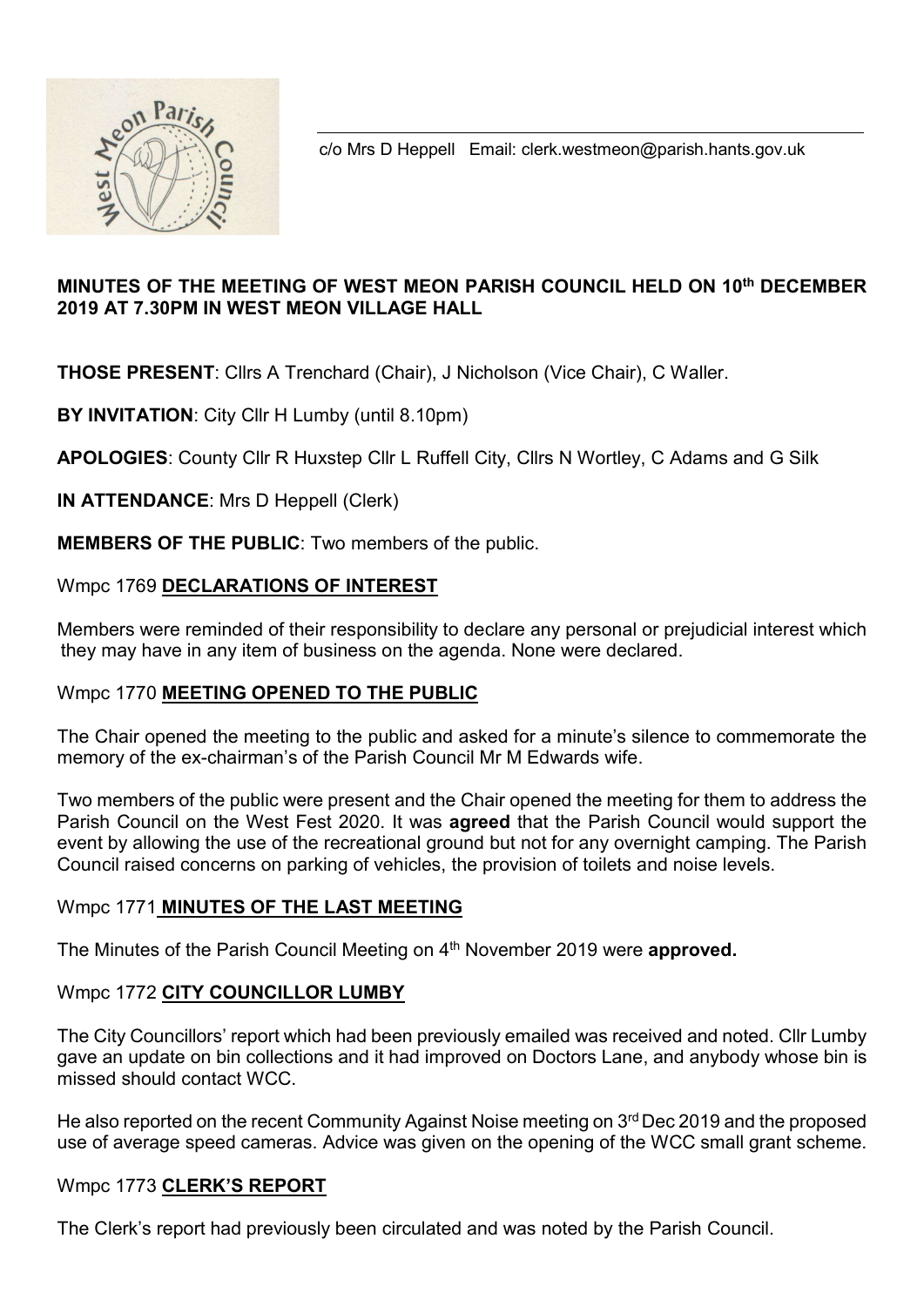c/o Mrs D Heppell Email: clerk.westmeon@parish.hants.gov.uk

**MINUTES OF THE MEETING OF WEST MEON PARISH COUNCIL HELD ON 10th DECEMBER 2019 AT 7.30PM IN WEST MEON VILLAGE HALL**

**THOSE PRESENT**: Cllrs A Trenchard (Chair), J Nicholson (Vice Chair), C Waller.

**BY INVITATION**: City Cllr H Lumby (until 8.10pm)

**APOLOGIES**: County Cllr R Huxstep Cllr L Ruffell City, Cllrs N Wortley, C Adams and G Silk

**IN ATTENDANCE**: Mrs D Heppell (Clerk)

**MEMBERS OF THE PUBLIC**: Two members of the public.

Wmpc 1769 **DECLARATIONS OF INTEREST**

Members were reminded of their responsibility to declare any personal or prejudicial interest which they may have in any item of business on the agenda. None were declared.

Wmpc 1770 **MEETING OPENED TO THE PUBLIC**

The Chair opened the meeting to the public and asked for a minute's silence to commemorate the memory of the ex-chairman's of the Parish Council Mr M Edwards wife.

Two members of the public were present and the Chair opened the meeting for them to address the Parish Council on the West Fest 2020. It was **agreed** that the Parish Council would support the event by allowing the use of the recreational ground but not for any overnight camping. The Parish Council raised concerns on parking of vehicles, the provision of toilets and noise levels.

Wmpc 1771 **MINUTES OF THE LAST MEETING**

The Minutes of the Parish Council Meeting on 4th November 2019 were **approved.**

Wmpc 1772 **CITY COUNCILLOR LUMBY**

The City Councillors' report which had been previously emailed was received and noted. Cllr Lumby gave an update on bin collections and it had improved on Doctors Lane, and anybody whose bin is missed should contact WCC.

He also reported on the recent Community Against Noise meeting on 3rd Dec 2019 and the proposed use of average speed cameras. Advice was given on the opening of the WCC small grant scheme.

Wmpc 1773 **CLERK'S REPORT**

The Clerk's report had previously been circulated and was noted by the Parish Council.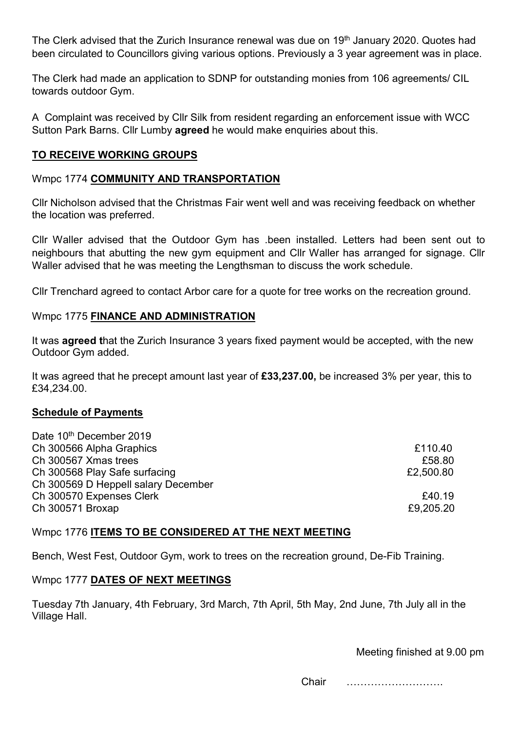The Clerk advised that the Zurich Insurance renewal was due on 19th January 2020. Quotes had been circulated to Councillors giving various options. Previously a 3 year agreement was in place.

The Clerk had made an application to SDNP for outstanding monies from 106 agreements/ CIL towards outdoor Gym.

A Complaint was received by Cllr Silk from resident regarding an enforcement issue with WCC Sutton Park Barns. Cllr Lumby **agreed** he would make enquiries about this.

## TO RECEIVE WORKING GROUPS

### Wmpc 1774 COMMUNITY AND TRANSPORTATION

Cllr Nicholson advised that the Christmas Fair went well and was receiving feedback on whether the location was preferred.

Cllr Waller advised that the Outdoor Gym has .been installed. Letters had been sent out to neighbours that abutting the new gym equipment and Cllr Waller has arranged for signage. Cllr Waller advised that he was meeting the Lengthsman to discuss the work schedule.

Cllr Trenchard agreed to contact Arbor care for a quote for tree works on the recreation ground.

### Wmpc 1775 FINANCE AND ADMINISTRATION

It was **agreed t**hat the Zurich Insurance 3 years fixed payment would be accepted, with the new Outdoor Gym added.

It was agreed that he precept amount last year of **£33,237.00,** be increased 3% per year, this to £34,234.00.

**Schedule of Payments**

| Date 10th December 2019 | |
|---|---|
| Ch 300566 Alpha Graphics | £110.40 |
| Ch 300567 Xmas trees | £58.80 |
| Ch 300568 Play Safe surfacing | £2,500.80 |
| Ch 300569 D Heppell salary December | |
| Ch 300570 Expenses Clerk | £40.19 |
| Ch 300571 Broxap | £9,205.20 |

### Wmpc 1776 ITEMS TO BE CONSIDERED AT THE NEXT MEETING

Bench, West Fest, Outdoor Gym, work to trees on the recreation ground, De-Fib Training.

### Wmpc 1777 DATES OF NEXT MEETINGS

Tuesday 7th January, 4th February, 3rd March, 7th April, 5th May, 2nd June, 7th July all in the Village Hall.

Meeting finished at 9.00 pm

Chair ……………………….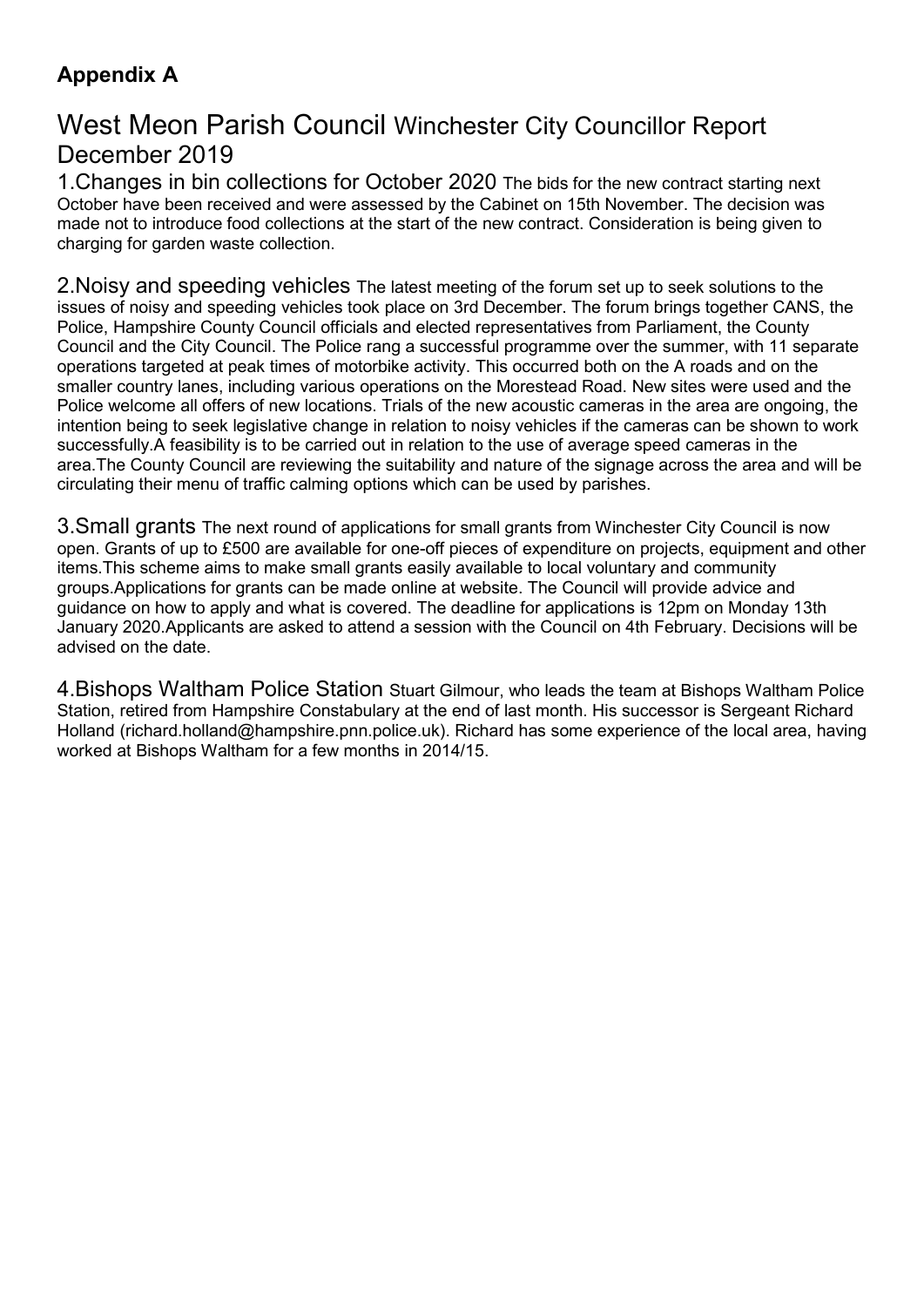**Appendix A**

# West Meon Parish Council Winchester City Councillor Report December 2019

**1.Changes in bin collections for October 2020** The bids for the new contract starting next October have been received and were assessed by the Cabinet on 15th November. The decision was made not to introduce food collections at the start of the new contract. Consideration is being given to charging for garden waste collection.

**2.Noisy and speeding vehicles** The latest meeting of the forum set up to seek solutions to the issues of noisy and speeding vehicles took place on 3rd December. The forum brings together CANS, the Police, Hampshire County Council officials and elected representatives from Parliament, the County Council and the City Council. The Police rang a successful programme over the summer, with 11 separate operations targeted at peak times of motorbike activity. This occurred both on the A roads and on the smaller country lanes, including various operations on the Morestead Road. New sites were used and the Police welcome all offers of new locations. Trials of the new acoustic cameras in the area are ongoing, the intention being to seek legislative change in relation to noisy vehicles if the cameras can be shown to work successfully.A feasibility is to be carried out in relation to the use of average speed cameras in the area.The County Council are reviewing the suitability and nature of the signage across the area and will be circulating their menu of traffic calming options which can be used by parishes.

**3.Small grants** The next round of applications for small grants from Winchester City Council is now open. Grants of up to £500 are available for one-off pieces of expenditure on projects, equipment and other items.This scheme aims to make small grants easily available to local voluntary and community groups.Applications for grants can be made online at website. The Council will provide advice and guidance on how to apply and what is covered. The deadline for applications is 12pm on Monday 13th January 2020.Applicants are asked to attend a session with the Council on 4th February. Decisions will be advised on the date.

**4.Bishops Waltham Police Station** Stuart Gilmour, who leads the team at Bishops Waltham Police Station, retired from Hampshire Constabulary at the end of last month. His successor is Sergeant Richard Holland (richard.holland@hampshire.pnn.police.uk). Richard has some experience of the local area, having worked at Bishops Waltham for a few months in 2014/15.